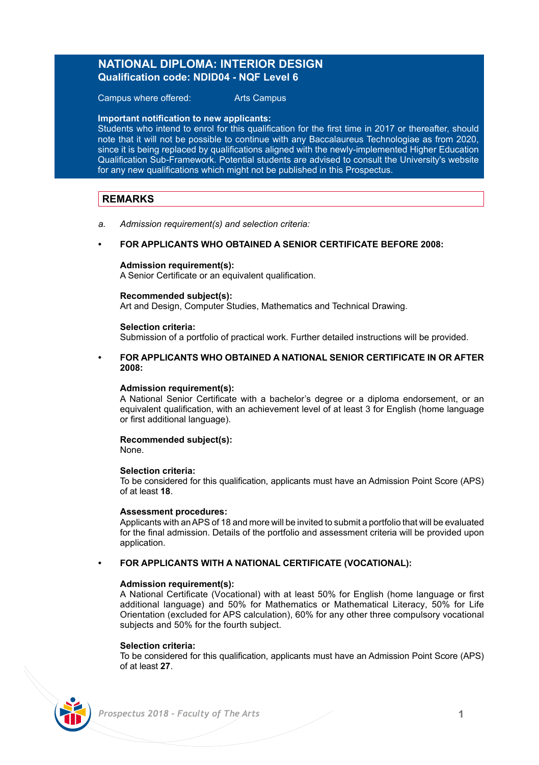# NATIONAL DIPLOMA: INTERIOR DESIGN

**Qualification code: NDID04 - NQF Level 6**

Campus where offered: Arts Campus

**Important notification to new applicants:**
Students who intend to enrol for this qualification for the first time in 2017 or thereafter, should note that it will not be possible to continue with any Baccalaureus Technologiae as from 2020, since it is being replaced by qualifications aligned with the newly-implemented Higher Education Qualification Sub-Framework. Potential students are advised to consult the University's website for any new qualifications which might not be published in this Prospectus.

## REMARKS

a. *Admission requirement(s) and selection criteria:*

- **FOR APPLICANTS WHO OBTAINED A SENIOR CERTIFICATE BEFORE 2008:**

  **Admission requirement(s):**
  A Senior Certificate or an equivalent qualification.

  **Recommended subject(s):**
  Art and Design, Computer Studies, Mathematics and Technical Drawing.

  **Selection criteria:**
  Submission of a portfolio of practical work. Further detailed instructions will be provided.

- **FOR APPLICANTS WHO OBTAINED A NATIONAL SENIOR CERTIFICATE IN OR AFTER 2008:**

  **Admission requirement(s):**
  A National Senior Certificate with a bachelor's degree or a diploma endorsement, or an equivalent qualification, with an achievement level of at least 3 for English (home language or first additional language).

  **Recommended subject(s):**
  None.

  **Selection criteria:**
  To be considered for this qualification, applicants must have an Admission Point Score (APS) of at least **18**.

  **Assessment procedures:**
  Applicants with an APS of 18 and more will be invited to submit a portfolio that will be evaluated for the final admission. Details of the portfolio and assessment criteria will be provided upon application.

- **FOR APPLICANTS WITH A NATIONAL CERTIFICATE (VOCATIONAL):**

  **Admission requirement(s):**
  A National Certificate (Vocational) with at least 50% for English (home language or first additional language) and 50% for Mathematics or Mathematical Literacy, 50% for Life Orientation (excluded for APS calculation), 60% for any other three compulsory vocational subjects and 50% for the fourth subject.

  **Selection criteria:**
  To be considered for this qualification, applicants must have an Admission Point Score (APS) of at least **27**.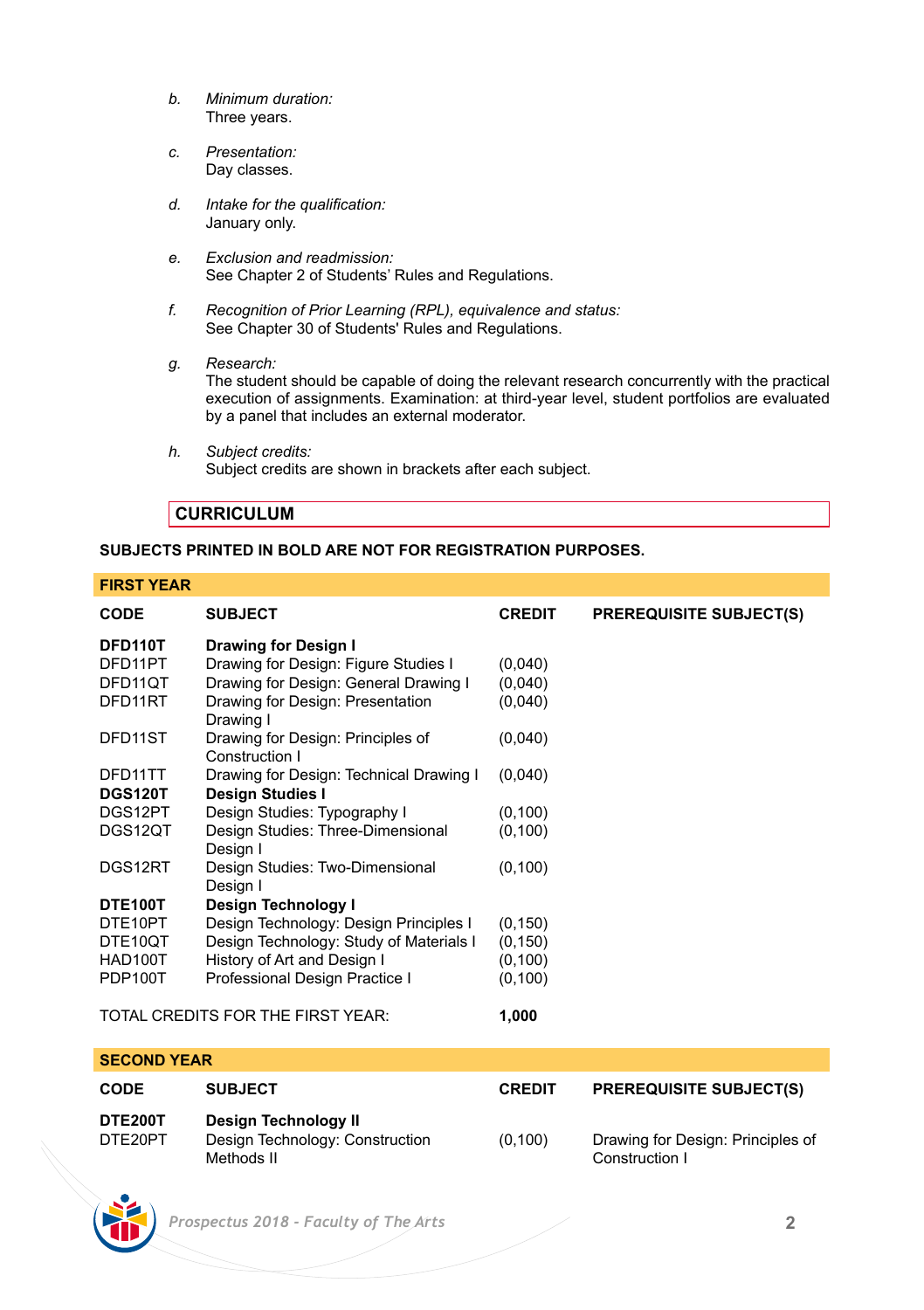*b.* *Minimum duration:*
Three years.

*c.* *Presentation:*
Day classes.

*d.* *Intake for the qualification:*
January only.

*e.* *Exclusion and readmission:*
See Chapter 2 of Students' Rules and Regulations.

*f.* *Recognition of Prior Learning (RPL), equivalence and status:*
See Chapter 30 of Students' Rules and Regulations.

*g.* *Research:*
The student should be capable of doing the relevant research concurrently with the practical execution of assignments. Examination: at third-year level, student portfolios are evaluated by a panel that includes an external moderator.

*h.* *Subject credits:*
Subject credits are shown in brackets after each subject.

## CURRICULUM

**SUBJECTS PRINTED IN BOLD ARE NOT FOR REGISTRATION PURPOSES.**

### FIRST YEAR

| CODE | SUBJECT | CREDIT | PREREQUISITE SUBJECT(S) |
|---|---|---|---|
| **DFD110T** | **Drawing for Design I** | | |
| DFD11PT | Drawing for Design: Figure Studies I | (0,040) | |
| DFD11QT | Drawing for Design: General Drawing I | (0,040) | |
| DFD11RT | Drawing for Design: Presentation Drawing I | (0,040) | |
| DFD11ST | Drawing for Design: Principles of Construction I | (0,040) | |
| DFD11TT | Drawing for Design: Technical Drawing I | (0,040) | |
| **DGS120T** | **Design Studies I** | | |
| DGS12PT | Design Studies: Typography I | (0,100) | |
| DGS12QT | Design Studies: Three-Dimensional Design I | (0,100) | |
| DGS12RT | Design Studies: Two-Dimensional Design I | (0,100) | |
| **DTE100T** | **Design Technology I** | | |
| DTE10PT | Design Technology: Design Principles I | (0,150) | |
| DTE10QT | Design Technology: Study of Materials I | (0,150) | |
| HAD100T | History of Art and Design I | (0,100) | |
| PDP100T | Professional Design Practice I | (0,100) | |

TOTAL CREDITS FOR THE FIRST YEAR: **1,000**

### SECOND YEAR

| CODE | SUBJECT | CREDIT | PREREQUISITE SUBJECT(S) |
|---|---|---|---|
| **DTE200T** | **Design Technology II** | | |
| DTE20PT | Design Technology: Construction Methods II | (0,100) | Drawing for Design: Principles of Construction I |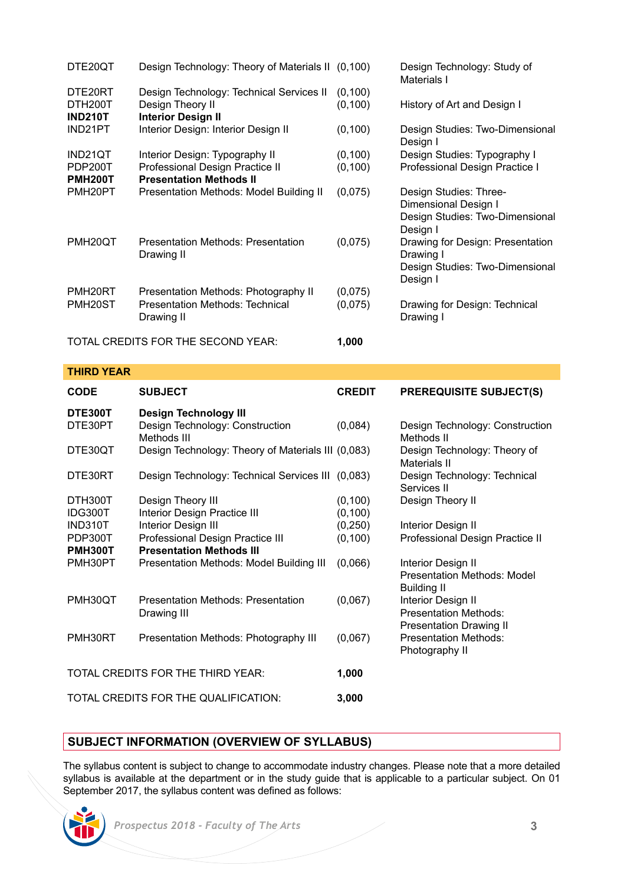| | | | |
|---|---|---|---|
| DTE20QT | Design Technology: Theory of Materials II | (0,100) | Design Technology: Study of Materials I |
| DTE20RT | Design Technology: Technical Services II | (0,100) | |
| DTH200T | Design Theory II | (0,100) | History of Art and Design I |
| **IND210T** | **Interior Design II** | | |
| IND21PT | Interior Design: Interior Design II | (0,100) | Design Studies: Two-Dimensional Design I |
| IND21QT | Interior Design: Typography II | (0,100) | Design Studies: Typography I |
| PDP200T | Professional Design Practice II | (0,100) | Professional Design Practice I |
| **PMH200T** | **Presentation Methods II** | | |
| PMH20PT | Presentation Methods: Model Building II | (0,075) | Design Studies: Three-Dimensional Design I<br>Design Studies: Two-Dimensional Design I |
| PMH20QT | Presentation Methods: Presentation Drawing II | (0,075) | Drawing for Design: Presentation Drawing I<br>Design Studies: Two-Dimensional Design I |
| PMH20RT | Presentation Methods: Photography II | (0,075) | |
| PMH20ST | Presentation Methods: Technical Drawing II | (0,075) | Drawing for Design: Technical Drawing I |

TOTAL CREDITS FOR THE SECOND YEAR: **1,000**

**THIRD YEAR**

| **CODE** | **SUBJECT** | **CREDIT** | **PREREQUISITE SUBJECT(S)** |
|---|---|---|---|
| **DTE300T** | **Design Technology III** | | |
| DTE30PT | Design Technology: Construction Methods III | (0,084) | Design Technology: Construction Methods II |
| DTE30QT | Design Technology: Theory of Materials III | (0,083) | Design Technology: Theory of Materials II |
| DTE30RT | Design Technology: Technical Services III | (0,083) | Design Technology: Technical Services II |
| DTH300T | Design Theory III | (0,100) | Design Theory II |
| IDG300T | Interior Design Practice III | (0,100) | |
| IND310T | Interior Design III | (0,250) | Interior Design II |
| PDP300T | Professional Design Practice III | (0,100) | Professional Design Practice II |
| **PMH300T** | **Presentation Methods III** | | |
| PMH30PT | Presentation Methods: Model Building III | (0,066) | Interior Design II<br>Presentation Methods: Model Building II |
| PMH30QT | Presentation Methods: Presentation Drawing III | (0,067) | Interior Design II<br>Presentation Methods: Presentation Drawing II |
| PMH30RT | Presentation Methods: Photography III | (0,067) | Presentation Methods: Photography II |

TOTAL CREDITS FOR THE THIRD YEAR: **1,000**

TOTAL CREDITS FOR THE QUALIFICATION: **3,000**

## SUBJECT INFORMATION (OVERVIEW OF SYLLABUS)

The syllabus content is subject to change to accommodate industry changes. Please note that a more detailed syllabus is available at the department or in the study guide that is applicable to a particular subject. On 01 September 2017, the syllabus content was defined as follows: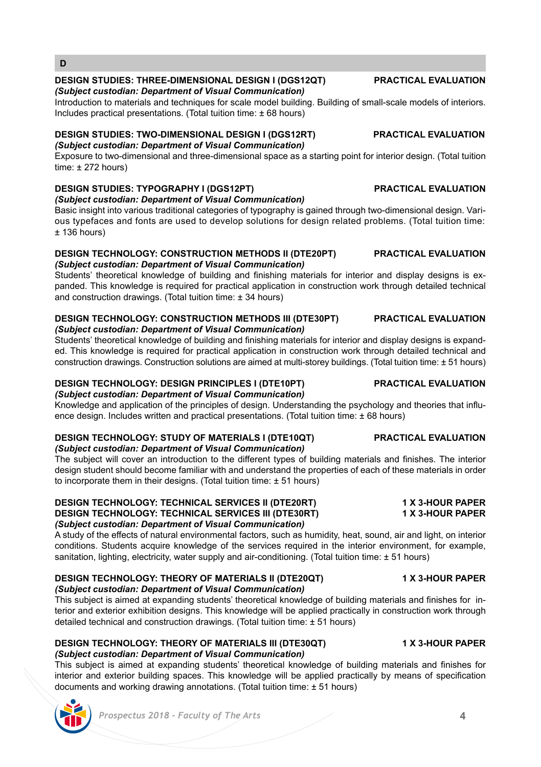## D

**DESIGN STUDIES: THREE-DIMENSIONAL DESIGN I (DGS12QT) PRACTICAL EVALUATION**
***(Subject custodian: Department of Visual Communication)***
Introduction to materials and techniques for scale model building. Building of small-scale models of interiors. Includes practical presentations. (Total tuition time: ± 68 hours)

**DESIGN STUDIES: TWO-DIMENSIONAL DESIGN I (DGS12RT) PRACTICAL EVALUATION**
***(Subject custodian: Department of Visual Communication)***
Exposure to two-dimensional and three-dimensional space as a starting point for interior design. (Total tuition time: ± 272 hours)

**DESIGN STUDIES: TYPOGRAPHY I (DGS12PT) PRACTICAL EVALUATION**
***(Subject custodian: Department of Visual Communication)***
Basic insight into various traditional categories of typography is gained through two-dimensional design. Various typefaces and fonts are used to develop solutions for design related problems. (Total tuition time: ± 136 hours)

**DESIGN TECHNOLOGY: CONSTRUCTION METHODS II (DTE20PT) PRACTICAL EVALUATION**
***(Subject custodian: Department of Visual Communication)***
Students' theoretical knowledge of building and finishing materials for interior and display designs is expanded. This knowledge is required for practical application in construction work through detailed technical and construction drawings. (Total tuition time: ± 34 hours)

**DESIGN TECHNOLOGY: CONSTRUCTION METHODS III (DTE30PT) PRACTICAL EVALUATION**
***(Subject custodian: Department of Visual Communication)***
Students' theoretical knowledge of building and finishing materials for interior and display designs is expanded. This knowledge is required for practical application in construction work through detailed technical and construction drawings. Construction solutions are aimed at multi-storey buildings. (Total tuition time: ± 51 hours)

**DESIGN TECHNOLOGY: DESIGN PRINCIPLES I (DTE10PT) PRACTICAL EVALUATION**
***(Subject custodian: Department of Visual Communication)***
Knowledge and application of the principles of design. Understanding the psychology and theories that influence design. Includes written and practical presentations. (Total tuition time: ± 68 hours)

**DESIGN TECHNOLOGY: STUDY OF MATERIALS I (DTE10QT) PRACTICAL EVALUATION**
***(Subject custodian: Department of Visual Communication)***
The subject will cover an introduction to the different types of building materials and finishes. The interior design student should become familiar with and understand the properties of each of these materials in order to incorporate them in their designs. (Total tuition time: ± 51 hours)

**DESIGN TECHNOLOGY: TECHNICAL SERVICES II (DTE20RT) 1 X 3-HOUR PAPER**
**DESIGN TECHNOLOGY: TECHNICAL SERVICES III (DTE30RT) 1 X 3-HOUR PAPER**
***(Subject custodian: Department of Visual Communication)***
A study of the effects of natural environmental factors, such as humidity, heat, sound, air and light, on interior conditions. Students acquire knowledge of the services required in the interior environment, for example, sanitation, lighting, electricity, water supply and air-conditioning. (Total tuition time: ± 51 hours)

**DESIGN TECHNOLOGY: THEORY OF MATERIALS II (DTE20QT) 1 X 3-HOUR PAPER**
***(Subject custodian: Department of Visual Communication)***
This subject is aimed at expanding students' theoretical knowledge of building materials and finishes for interior and exterior exhibition designs. This knowledge will be applied practically in construction work through detailed technical and construction drawings. (Total tuition time: ± 51 hours)

**DESIGN TECHNOLOGY: THEORY OF MATERIALS III (DTE30QT) 1 X 3-HOUR PAPER**
***(Subject custodian: Department of Visual Communication)***
This subject is aimed at expanding students' theoretical knowledge of building materials and finishes for interior and exterior building spaces. This knowledge will be applied practically by means of specification documents and working drawing annotations. (Total tuition time: ± 51 hours)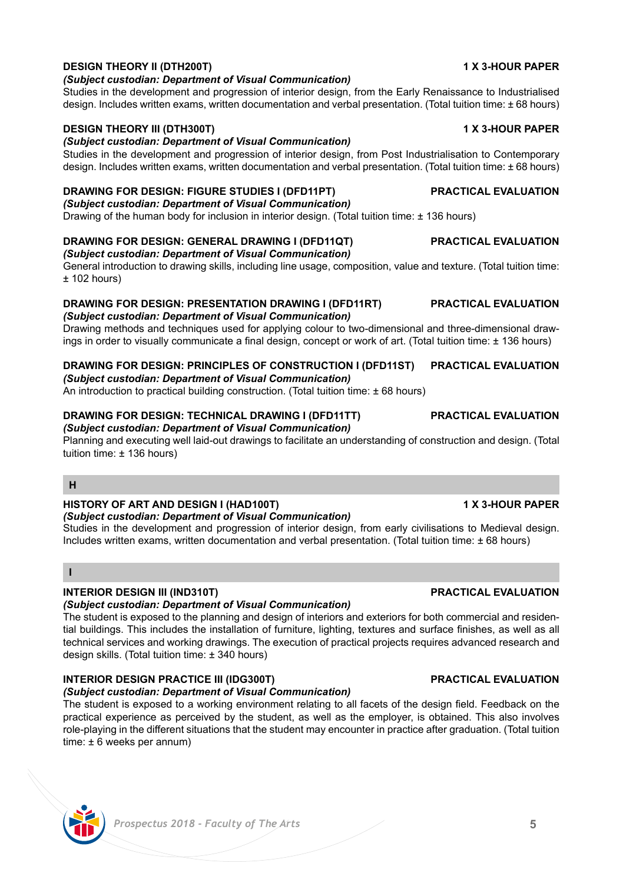**DESIGN THEORY II (DTH200T)** **1 X 3-HOUR PAPER**

***(Subject custodian: Department of Visual Communication)***

Studies in the development and progression of interior design, from the Early Renaissance to Industrialised design. Includes written exams, written documentation and verbal presentation. (Total tuition time: ± 68 hours)

**DESIGN THEORY III (DTH300T)** **1 X 3-HOUR PAPER**

***(Subject custodian: Department of Visual Communication)***

Studies in the development and progression of interior design, from Post Industrialisation to Contemporary design. Includes written exams, written documentation and verbal presentation. (Total tuition time: ± 68 hours)

**DRAWING FOR DESIGN: FIGURE STUDIES I (DFD11PT)** **PRACTICAL EVALUATION**

***(Subject custodian: Department of Visual Communication)***

Drawing of the human body for inclusion in interior design. (Total tuition time: ± 136 hours)

**DRAWING FOR DESIGN: GENERAL DRAWING I (DFD11QT)** **PRACTICAL EVALUATION**

***(Subject custodian: Department of Visual Communication)***

General introduction to drawing skills, including line usage, composition, value and texture. (Total tuition time: ± 102 hours)

**DRAWING FOR DESIGN: PRESENTATION DRAWING I (DFD11RT)** **PRACTICAL EVALUATION**

***(Subject custodian: Department of Visual Communication)***

Drawing methods and techniques used for applying colour to two-dimensional and three-dimensional drawings in order to visually communicate a final design, concept or work of art. (Total tuition time: ± 136 hours)

**DRAWING FOR DESIGN: PRINCIPLES OF CONSTRUCTION I (DFD11ST)** **PRACTICAL EVALUATION**

***(Subject custodian: Department of Visual Communication)***

An introduction to practical building construction. (Total tuition time: ± 68 hours)

**DRAWING FOR DESIGN: TECHNICAL DRAWING I (DFD11TT)** **PRACTICAL EVALUATION**

***(Subject custodian: Department of Visual Communication)***

Planning and executing well laid-out drawings to facilitate an understanding of construction and design. (Total tuition time: ± 136 hours)

## H

**HISTORY OF ART AND DESIGN I (HAD100T)** **1 X 3-HOUR PAPER**

***(Subject custodian: Department of Visual Communication)***

Studies in the development and progression of interior design, from early civilisations to Medieval design. Includes written exams, written documentation and verbal presentation. (Total tuition time: ± 68 hours)

## I

**INTERIOR DESIGN III (IND310T)** **PRACTICAL EVALUATION**

***(Subject custodian: Department of Visual Communication)***

The student is exposed to the planning and design of interiors and exteriors for both commercial and residential buildings. This includes the installation of furniture, lighting, textures and surface finishes, as well as all technical services and working drawings. The execution of practical projects requires advanced research and design skills. (Total tuition time: ± 340 hours)

**INTERIOR DESIGN PRACTICE III (IDG300T)** **PRACTICAL EVALUATION**

***(Subject custodian: Department of Visual Communication)***

The student is exposed to a working environment relating to all facets of the design field. Feedback on the practical experience as perceived by the student, as well as the employer, is obtained. This also involves role-playing in the different situations that the student may encounter in practice after graduation. (Total tuition time: ± 6 weeks per annum)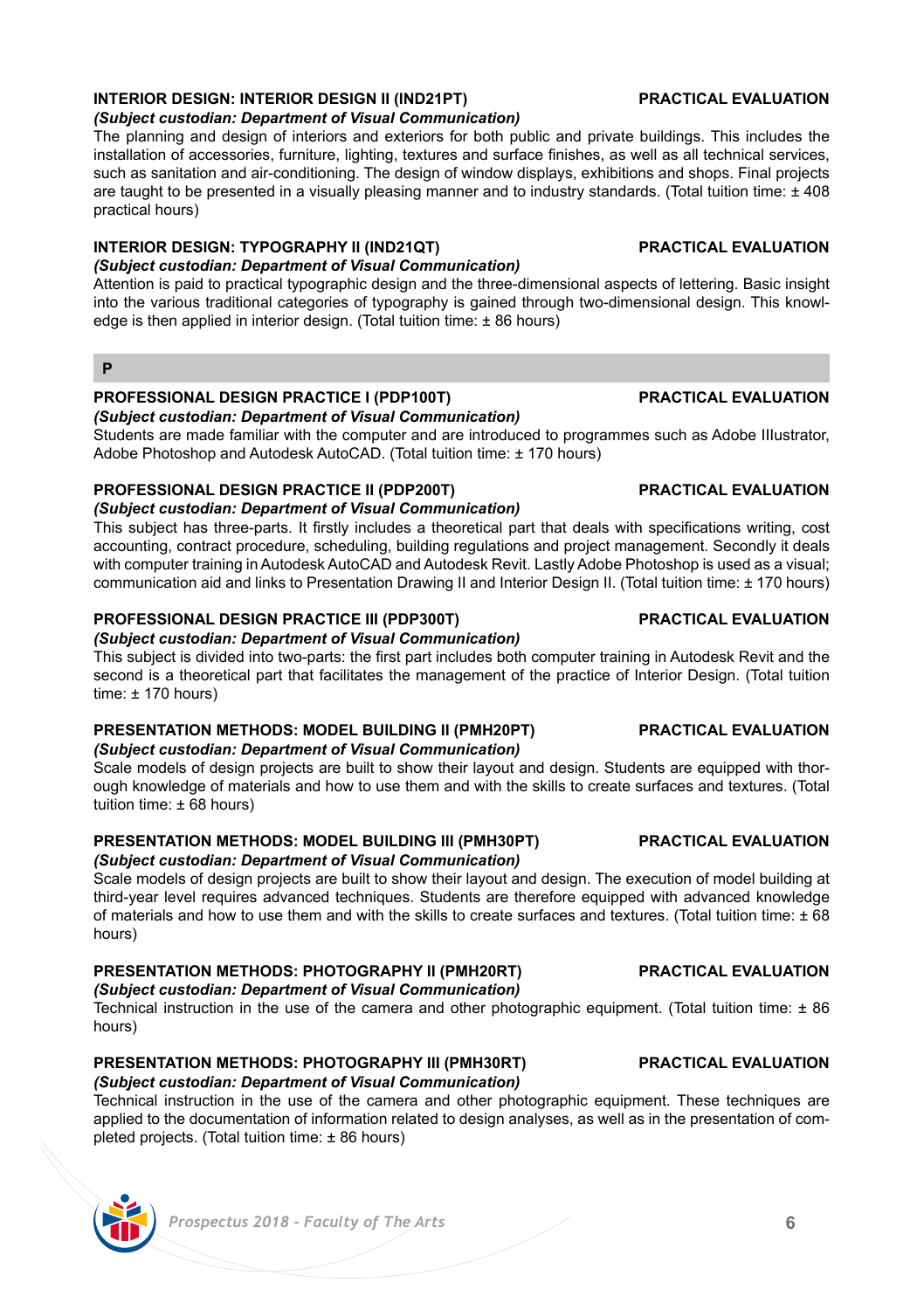### INTERIOR DESIGN: INTERIOR DESIGN II (IND21PT) — PRACTICAL EVALUATION

*(Subject custodian: Department of Visual Communication)*

The planning and design of interiors and exteriors for both public and private buildings. This includes the installation of accessories, furniture, lighting, textures and surface finishes, as well as all technical services, such as sanitation and air-conditioning. The design of window displays, exhibitions and shops. Final projects are taught to be presented in a visually pleasing manner and to industry standards. (Total tuition time: ± 408 practical hours)

### INTERIOR DESIGN: TYPOGRAPHY II (IND21QT) — PRACTICAL EVALUATION

*(Subject custodian: Department of Visual Communication)*

Attention is paid to practical typographic design and the three-dimensional aspects of lettering. Basic insight into the various traditional categories of typography is gained through two-dimensional design. This knowledge is then applied in interior design. (Total tuition time: ± 86 hours)

## P

### PROFESSIONAL DESIGN PRACTICE I (PDP100T) — PRACTICAL EVALUATION

*(Subject custodian: Department of Visual Communication)*

Students are made familiar with the computer and are introduced to programmes such as Adobe Illustrator, Adobe Photoshop and Autodesk AutoCAD. (Total tuition time: ± 170 hours)

### PROFESSIONAL DESIGN PRACTICE II (PDP200T) — PRACTICAL EVALUATION

*(Subject custodian: Department of Visual Communication)*

This subject has three-parts. It firstly includes a theoretical part that deals with specifications writing, cost accounting, contract procedure, scheduling, building regulations and project management. Secondly it deals with computer training in Autodesk AutoCAD and Autodesk Revit. Lastly Adobe Photoshop is used as a visual; communication aid and links to Presentation Drawing II and Interior Design II. (Total tuition time: ± 170 hours)

### PROFESSIONAL DESIGN PRACTICE III (PDP300T) — PRACTICAL EVALUATION

*(Subject custodian: Department of Visual Communication)*

This subject is divided into two-parts: the first part includes both computer training in Autodesk Revit and the second is a theoretical part that facilitates the management of the practice of Interior Design. (Total tuition time: ± 170 hours)

### PRESENTATION METHODS: MODEL BUILDING II (PMH20PT) — PRACTICAL EVALUATION

*(Subject custodian: Department of Visual Communication)*

Scale models of design projects are built to show their layout and design. Students are equipped with thorough knowledge of materials and how to use them and with the skills to create surfaces and textures. (Total tuition time: ± 68 hours)

### PRESENTATION METHODS: MODEL BUILDING III (PMH30PT) — PRACTICAL EVALUATION

*(Subject custodian: Department of Visual Communication)*

Scale models of design projects are built to show their layout and design. The execution of model building at third-year level requires advanced techniques. Students are therefore equipped with advanced knowledge of materials and how to use them and with the skills to create surfaces and textures. (Total tuition time: ± 68 hours)

### PRESENTATION METHODS: PHOTOGRAPHY II (PMH20RT) — PRACTICAL EVALUATION

*(Subject custodian: Department of Visual Communication)*

Technical instruction in the use of the camera and other photographic equipment. (Total tuition time: ± 86 hours)

### PRESENTATION METHODS: PHOTOGRAPHY III (PMH30RT) — PRACTICAL EVALUATION

*(Subject custodian: Department of Visual Communication)*

Technical instruction in the use of the camera and other photographic equipment. These techniques are applied to the documentation of information related to design analyses, as well as in the presentation of completed projects. (Total tuition time: ± 86 hours)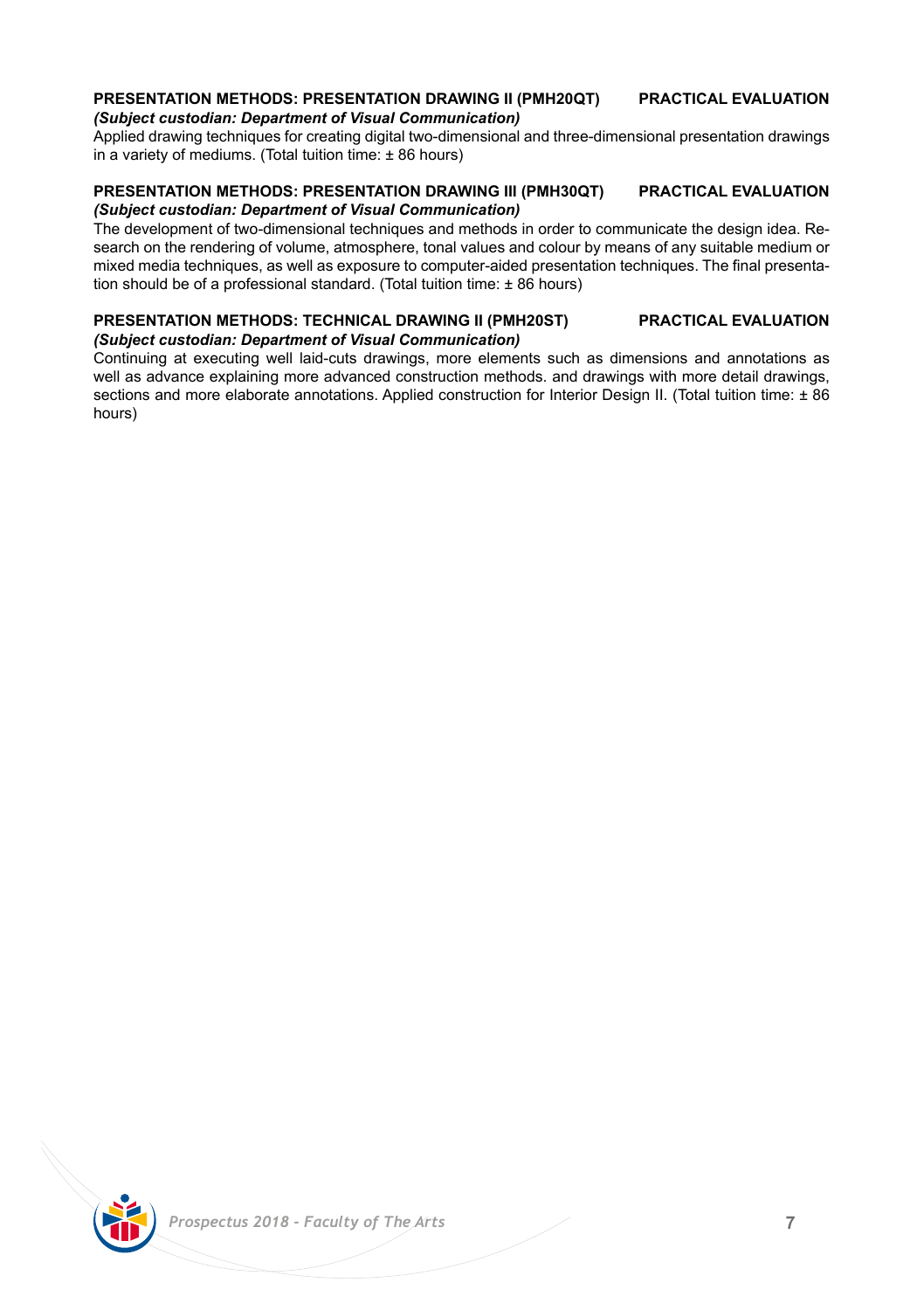**PRESENTATION METHODS: PRESENTATION DRAWING II (PMH20QT) PRACTICAL EVALUATION**
***(Subject custodian: Department of Visual Communication)***
Applied drawing techniques for creating digital two-dimensional and three-dimensional presentation drawings in a variety of mediums. (Total tuition time: ± 86 hours)

**PRESENTATION METHODS: PRESENTATION DRAWING III (PMH30QT) PRACTICAL EVALUATION**
***(Subject custodian: Department of Visual Communication)***
The development of two-dimensional techniques and methods in order to communicate the design idea. Research on the rendering of volume, atmosphere, tonal values and colour by means of any suitable medium or mixed media techniques, as well as exposure to computer-aided presentation techniques. The final presentation should be of a professional standard. (Total tuition time: ± 86 hours)

**PRESENTATION METHODS: TECHNICAL DRAWING II (PMH20ST) PRACTICAL EVALUATION**
***(Subject custodian: Department of Visual Communication)***
Continuing at executing well laid-cuts drawings, more elements such as dimensions and annotations as well as advance explaining more advanced construction methods. and drawings with more detail drawings, sections and more elaborate annotations. Applied construction for Interior Design II. (Total tuition time: ± 86 hours)